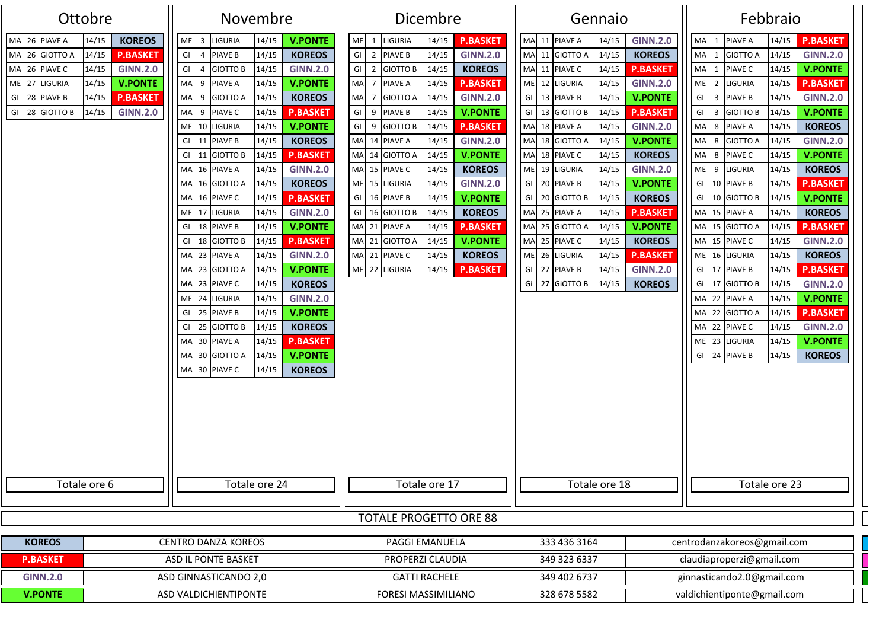## Ottobre

| Giorno | Data | Scuola | Orario | Associazione |
|---|---|---|---|---|
| MA | 26 | PIAVE A | 14/15 | KOREOS |
| MA | 26 | GIOTTO A | 14/15 | P.BASKET |
| MA | 26 | PIAVE C | 14/15 | GINN.2.0 |
| ME | 27 | LIGURIA | 14/15 | V.PONTE |
| GI | 28 | PIAVE B | 14/15 | P.BASKET |
| GI | 28 | GIOTTO B | 14/15 | GINN.2.0 |

Totale ore 6

## Novembre

| Giorno | Data | Scuola | Orario | Associazione |
|---|---|---|---|---|
| ME | 3 | LIGURIA | 14/15 | V.PONTE |
| GI | 4 | PIAVE B | 14/15 | KOREOS |
| GI | 4 | GIOTTO B | 14/15 | GINN.2.0 |
| MA | 9 | PIAVE A | 14/15 | V.PONTE |
| MA | 9 | GIOTTO A | 14/15 | KOREOS |
| MA | 9 | PIAVE C | 14/15 | P.BASKET |
| ME | 10 | LIGURIA | 14/15 | V.PONTE |
| GI | 11 | PIAVE B | 14/15 | KOREOS |
| GI | 11 | GIOTTO B | 14/15 | P.BASKET |
| MA | 16 | PIAVE A | 14/15 | GINN.2.0 |
| MA | 16 | GIOTTO A | 14/15 | KOREOS |
| MA | 16 | PIAVE C | 14/15 | P.BASKET |
| ME | 17 | LIGURIA | 14/15 | GINN.2.0 |
| GI | 18 | PIAVE B | 14/15 | V.PONTE |
| GI | 18 | GIOTTO B | 14/15 | P.BASKET |
| MA | 23 | PIAVE A | 14/15 | GINN.2.0 |
| MA | 23 | GIOTTO A | 14/15 | V.PONTE |
| MA | 23 | PIAVE C | 14/15 | KOREOS |
| ME | 24 | LIGURIA | 14/15 | GINN.2.0 |
| GI | 25 | PIAVE B | 14/15 | V.PONTE |
| GI | 25 | GIOTTO B | 14/15 | KOREOS |
| MA | 30 | PIAVE A | 14/15 | P.BASKET |
| MA | 30 | GIOTTO A | 14/15 | V.PONTE |
| MA | 30 | PIAVE C | 14/15 | KOREOS |

Totale ore 24

## Dicembre

| Giorno | Data | Scuola | Orario | Associazione |
|---|---|---|---|---|
| ME | 1 | LIGURIA | 14/15 | P.BASKET |
| GI | 2 | PIAVE B | 14/15 | GINN.2.0 |
| GI | 2 | GIOTTO B | 14/15 | KOREOS |
| MA | 7 | PIAVE A | 14/15 | P.BASKET |
| MA | 7 | GIOTTO A | 14/15 | GINN.2.0 |
| GI | 9 | PIAVE B | 14/15 | V.PONTE |
| GI | 9 | GIOTTO B | 14/15 | P.BASKET |
| MA | 14 | PIAVE A | 14/15 | GINN.2.0 |
| MA | 14 | GIOTTO A | 14/15 | V.PONTE |
| MA | 15 | PIAVE C | 14/15 | KOREOS |
| ME | 15 | LIGURIA | 14/15 | GINN.2.0 |
| GI | 16 | PIAVE B | 14/15 | V.PONTE |
| GI | 16 | GIOTTO B | 14/15 | KOREOS |
| MA | 21 | PIAVE A | 14/15 | P.BASKET |
| MA | 21 | GIOTTO A | 14/15 | V.PONTE |
| MA | 21 | PIAVE C | 14/15 | KOREOS |
| ME | 22 | LIGURIA | 14/15 | P.BASKET |

Totale ore 17

## Gennaio

| Giorno | Data | Scuola | Orario | Associazione |
|---|---|---|---|---|
| MA | 11 | PIAVE A | 14/15 | GINN.2.0 |
| MA | 11 | GIOTTO A | 14/15 | KOREOS |
| MA | 11 | PIAVE C | 14/15 | P.BASKET |
| ME | 12 | LIGURIA | 14/15 | GINN.2.0 |
| GI | 13 | PIAVE B | 14/15 | V.PONTE |
| GI | 13 | GIOTTO B | 14/15 | P.BASKET |
| MA | 18 | PIAVE A | 14/15 | GINN.2.0 |
| MA | 18 | GIOTTO A | 14/15 | V.PONTE |
| MA | 18 | PIAVE C | 14/15 | KOREOS |
| ME | 19 | LIGURIA | 14/15 | GINN.2.0 |
| GI | 20 | PIAVE B | 14/15 | V.PONTE |
| GI | 20 | GIOTTO B | 14/15 | KOREOS |
| MA | 25 | PIAVE A | 14/15 | P.BASKET |
| MA | 25 | GIOTTO A | 14/15 | V.PONTE |
| MA | 25 | PIAVE C | 14/15 | KOREOS |
| ME | 26 | LIGURIA | 14/15 | P.BASKET |
| GI | 27 | PIAVE B | 14/15 | GINN.2.0 |
| GI | 27 | GIOTTO B | 14/15 | KOREOS |

Totale ore 18

## Febbraio

| Giorno | Data | Scuola | Orario | Associazione |
|---|---|---|---|---|
| MA | 1 | PIAVE A | 14/15 | P.BASKET |
| MA | 1 | GIOTTO A | 14/15 | GINN.2.0 |
| MA | 1 | PIAVE C | 14/15 | V.PONTE |
| ME | 2 | LIGURIA | 14/15 | P.BASKET |
| GI | 3 | PIAVE B | 14/15 | GINN.2.0 |
| GI | 3 | GIOTTO B | 14/15 | V.PONTE |
| MA | 8 | PIAVE A | 14/15 | KOREOS |
| MA | 8 | GIOTTO A | 14/15 | GINN.2.0 |
| MA | 8 | PIAVE C | 14/15 | V.PONTE |
| ME | 9 | LIGURIA | 14/15 | KOREOS |
| GI | 10 | PIAVE B | 14/15 | P.BASKET |
| GI | 10 | GIOTTO B | 14/15 | V.PONTE |
| MA | 15 | PIAVE A | 14/15 | KOREOS |
| MA | 15 | GIOTTO A | 14/15 | P.BASKET |
| MA | 15 | PIAVE C | 14/15 | GINN.2.0 |
| ME | 16 | LIGURIA | 14/15 | KOREOS |
| GI | 17 | PIAVE B | 14/15 | P.BASKET |
| GI | 17 | GIOTTO B | 14/15 | GINN.2.0 |
| MA | 22 | PIAVE A | 14/15 | V.PONTE |
| MA | 22 | GIOTTO A | 14/15 | P.BASKET |
| MA | 22 | PIAVE C | 14/15 | GINN.2.0 |
| ME | 23 | LIGURIA | 14/15 | V.PONTE |
| GI | 24 | PIAVE B | 14/15 | KOREOS |

Totale ore 23

**TOTALE PROGETTO ORE 88**

| Sigla | Associazione | Referente | Telefono | Email |
|---|---|---|---|---|
| KOREOS | CENTRO DANZA KOREOS | PAGGI EMANUELA | 333 436 3164 | centrodanzakoreos@gmail.com |
| P.BASKET | ASD IL PONTE BASKET | PROPERZI CLAUDIA | 349 323 6337 | claudiaproperzi@gmail.com |
| GINN.2.0 | ASD GINNASTICANDO 2,0 | GATTI RACHELE | 349 402 6737 | ginnasticando2.0@gmail.com |
| V.PONTE | ASD VALDICHIENTIPONTE | FORESI MASSIMILIANO | 328 678 5582 | valdichientiponte@gmail.com |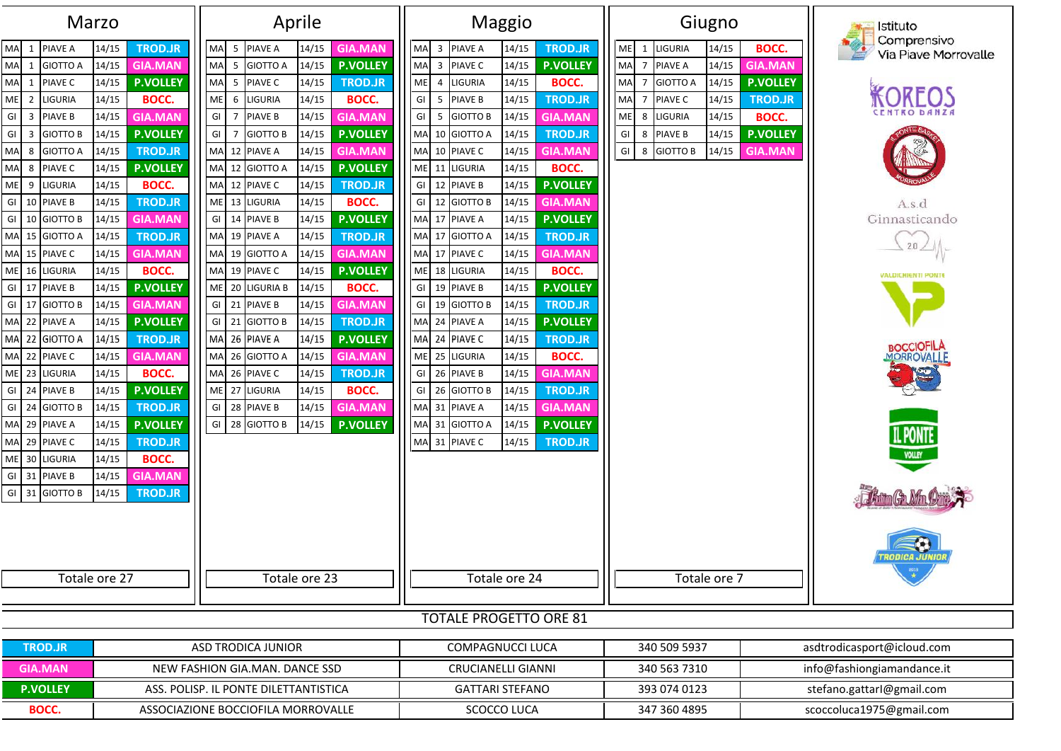## Marzo

| | | | | |
|---|---|---|---|---|
| MA | 1 | PIAVE A | 14/15 | TROD.JR |
| MA | 1 | GIOTTO A | 14/15 | GIA.MAN |
| MA | 1 | PIAVE C | 14/15 | P.VOLLEY |
| ME | 2 | LIGURIA | 14/15 | BOCC. |
| GI | 3 | PIAVE B | 14/15 | GIA.MAN |
| GI | 3 | GIOTTO B | 14/15 | P.VOLLEY |
| MA | 8 | GIOTTO A | 14/15 | TROD.JR |
| MA | 8 | PIAVE C | 14/15 | P.VOLLEY |
| ME | 9 | LIGURIA | 14/15 | BOCC. |
| GI | 10 | PIAVE B | 14/15 | TROD.JR |
| GI | 10 | GIOTTO B | 14/15 | GIA.MAN |
| MA | 15 | GIOTTO A | 14/15 | TROD.JR |
| MA | 15 | PIAVE C | 14/15 | GIA.MAN |
| ME | 16 | LIGURIA | 14/15 | BOCC. |
| GI | 17 | PIAVE B | 14/15 | P.VOLLEY |
| GI | 17 | GIOTTO B | 14/15 | GIA.MAN |
| MA | 22 | PIAVE A | 14/15 | P.VOLLEY |
| MA | 22 | GIOTTO A | 14/15 | TROD.JR |
| MA | 22 | PIAVE C | 14/15 | GIA.MAN |
| ME | 23 | LIGURIA | 14/15 | BOCC. |
| GI | 24 | PIAVE B | 14/15 | P.VOLLEY |
| GI | 24 | GIOTTO B | 14/15 | TROD.JR |
| MA | 29 | PIAVE A | 14/15 | P.VOLLEY |
| MA | 29 | PIAVE C | 14/15 | TROD.JR |
| ME | 30 | LIGURIA | 14/15 | BOCC. |
| GI | 31 | PIAVE B | 14/15 | GIA.MAN |
| GI | 31 | GIOTTO B | 14/15 | TROD.JR |

Totale ore 27

## Aprile

| | | | | |
|---|---|---|---|---|
| MA | 5 | PIAVE A | 14/15 | GIA.MAN |
| MA | 5 | GIOTTO A | 14/15 | P.VOLLEY |
| MA | 5 | PIAVE C | 14/15 | TROD.JR |
| ME | 6 | LIGURIA | 14/15 | BOCC. |
| GI | 7 | PIAVE B | 14/15 | GIA.MAN |
| GI | 7 | GIOTTO B | 14/15 | P.VOLLEY |
| MA | 12 | PIAVE A | 14/15 | GIA.MAN |
| MA | 12 | GIOTTO A | 14/15 | P.VOLLEY |
| MA | 12 | PIAVE C | 14/15 | TROD.JR |
| ME | 13 | LIGURIA | 14/15 | BOCC. |
| GI | 14 | PIAVE B | 14/15 | P.VOLLEY |
| MA | 19 | PIAVE A | 14/15 | TROD.JR |
| MA | 19 | GIOTTO A | 14/15 | GIA.MAN |
| MA | 19 | PIAVE C | 14/15 | P.VOLLEY |
| ME | 20 | LIGURIA B | 14/15 | BOCC. |
| GI | 21 | PIAVE B | 14/15 | GIA.MAN |
| GI | 21 | GIOTTO B | 14/15 | TROD.JR |
| MA | 26 | PIAVE A | 14/15 | P.VOLLEY |
| MA | 26 | GIOTTO A | 14/15 | GIA.MAN |
| MA | 26 | PIAVE C | 14/15 | TROD.JR |
| ME | 27 | LIGURIA | 14/15 | BOCC. |
| GI | 28 | PIAVE B | 14/15 | GIA.MAN |
| GI | 28 | GIOTTO B | 14/15 | P.VOLLEY |

Totale ore 23

## Maggio

| | | | | |
|---|---|---|---|---|
| MA | 3 | PIAVE A | 14/15 | TROD.JR |
| MA | 3 | PIAVE C | 14/15 | P.VOLLEY |
| ME | 4 | LIGURIA | 14/15 | BOCC. |
| GI | 5 | PIAVE B | 14/15 | TROD.JR |
| GI | 5 | GIOTTO B | 14/15 | GIA.MAN |
| MA | 10 | GIOTTO A | 14/15 | TROD.JR |
| MA | 10 | PIAVE C | 14/15 | GIA.MAN |
| ME | 11 | LIGURIA | 14/15 | BOCC. |
| GI | 12 | PIAVE B | 14/15 | P.VOLLEY |
| GI | 12 | GIOTTO B | 14/15 | GIA.MAN |
| MA | 17 | PIAVE A | 14/15 | P.VOLLEY |
| MA | 17 | GIOTTO A | 14/15 | TROD.JR |
| MA | 17 | PIAVE C | 14/15 | GIA.MAN |
| ME | 18 | LIGURIA | 14/15 | BOCC. |
| GI | 19 | PIAVE B | 14/15 | P.VOLLEY |
| GI | 19 | GIOTTO B | 14/15 | TROD.JR |
| MA | 24 | PIAVE A | 14/15 | P.VOLLEY |
| MA | 24 | PIAVE C | 14/15 | TROD.JR |
| ME | 25 | LIGURIA | 14/15 | BOCC. |
| GI | 26 | PIAVE B | 14/15 | GIA.MAN |
| GI | 26 | GIOTTO B | 14/15 | TROD.JR |
| MA | 31 | PIAVE A | 14/15 | GIA.MAN |
| MA | 31 | GIOTTO A | 14/15 | P.VOLLEY |
| MA | 31 | PIAVE C | 14/15 | TROD.JR |

Totale ore 24

## Giugno

| | | | | |
|---|---|---|---|---|
| ME | 1 | LIGURIA | 14/15 | BOCC. |
| MA | 7 | PIAVE A | 14/15 | GIA.MAN |
| MA | 7 | GIOTTO A | 14/15 | P.VOLLEY |
| MA | 7 | PIAVE C | 14/15 | TROD.JR |
| ME | 8 | LIGURIA | 14/15 | BOCC. |
| GI | 8 | PIAVE B | 14/15 | P.VOLLEY |
| GI | 8 | GIOTTO B | 14/15 | GIA.MAN |

Totale ore 7

Istituto Comprensivo Via Piave Morrovalle

TOTALE PROGETTO ORE 81

| | | | | |
|---|---|---|---|---|
| TROD.JR | ASD TRODICA JUNIOR | COMPAGNUCCI LUCA | 340 509 5937 | asdtrodicasport@icloud.com |
| GIA.MAN | NEW FASHION GIA.MAN. DANCE SSD | CRUCIANELLI GIANNI | 340 563 7310 | info@fashiongiamandance.it |
| P.VOLLEY | ASS. POLISP. IL PONTE DILETTANTISTICA | GATTARI STEFANO | 393 074 0123 | stefano.gattarl@gmail.com |
| BOCC. | ASSOCIAZIONE BOCCIOFILA MORROVALLE | SCOCCO LUCA | 347 360 4895 | scoccoluca1975@gmail.com |